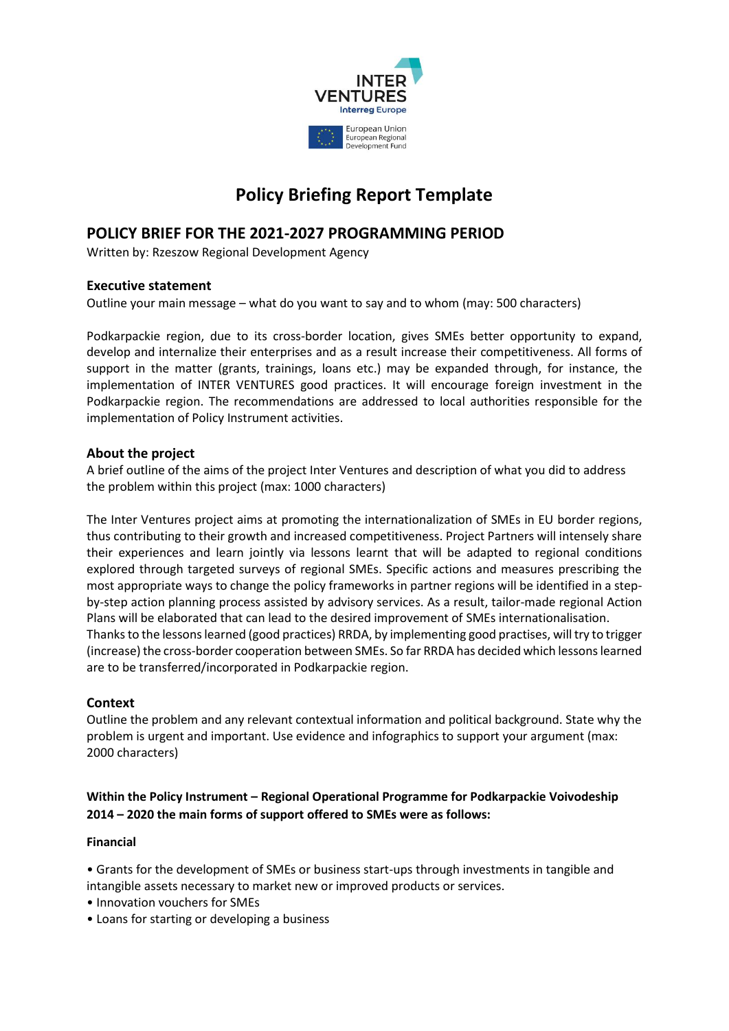INTER VENTURES
Interreg Europe

European Union
European Regional Development Fund

# Policy Briefing Report Template

## POLICY BRIEF FOR THE 2021-2027 PROGRAMMING PERIOD

Written by: Rzeszow Regional Development Agency

### Executive statement

Outline your main message – what do you want to say and to whom (may: 500 characters)

Podkarpackie region, due to its cross-border location, gives SMEs better opportunity to expand, develop and internalize their enterprises and as a result increase their competitiveness. All forms of support in the matter (grants, trainings, loans etc.) may be expanded through, for instance, the implementation of INTER VENTURES good practices. It will encourage foreign investment in the Podkarpackie region. The recommendations are addressed to local authorities responsible for the implementation of Policy Instrument activities.

### About the project

A brief outline of the aims of the project Inter Ventures and description of what you did to address the problem within this project (max: 1000 characters)

The Inter Ventures project aims at promoting the internationalization of SMEs in EU border regions, thus contributing to their growth and increased competitiveness. Project Partners will intensely share their experiences and learn jointly via lessons learnt that will be adapted to regional conditions explored through targeted surveys of regional SMEs. Specific actions and measures prescribing the most appropriate ways to change the policy frameworks in partner regions will be identified in a step-by-step action planning process assisted by advisory services. As a result, tailor-made regional Action Plans will be elaborated that can lead to the desired improvement of SMEs internationalisation.
Thanks to the lessons learned (good practices) RRDA, by implementing good practises, will try to trigger (increase) the cross-border cooperation between SMEs. So far RRDA has decided which lessons learned are to be transferred/incorporated in Podkarpackie region.

### Context

Outline the problem and any relevant contextual information and political background. State why the problem is urgent and important. Use evidence and infographics to support your argument (max: 2000 characters)

**Within the Policy Instrument – Regional Operational Programme for Podkarpackie Voivodeship 2014 – 2020 the main forms of support offered to SMEs were as follows:**

**Financial**

- Grants for the development of SMEs or business start-ups through investments in tangible and intangible assets necessary to market new or improved products or services.
- Innovation vouchers for SMEs
- Loans for starting or developing a business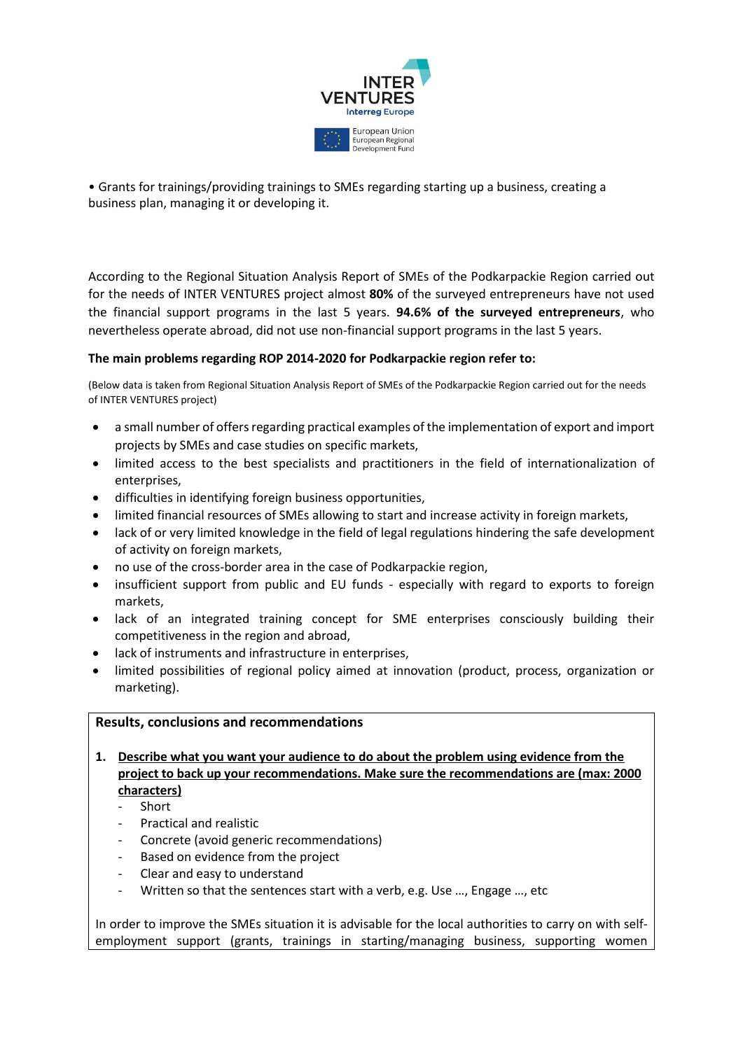• Grants for trainings/providing trainings to SMEs regarding starting up a business, creating a business plan, managing it or developing it.

According to the Regional Situation Analysis Report of SMEs of the Podkarpackie Region carried out for the needs of INTER VENTURES project almost **80%** of the surveyed entrepreneurs have not used the financial support programs in the last 5 years. **94.6% of the surveyed entrepreneurs**, who nevertheless operate abroad, did not use non-financial support programs in the last 5 years.

**The main problems regarding ROP 2014-2020 for Podkarpackie region refer to:**

(Below data is taken from Regional Situation Analysis Report of SMEs of the Podkarpackie Region carried out for the needs of INTER VENTURES project)

- a small number of offers regarding practical examples of the implementation of export and import projects by SMEs and case studies on specific markets,
- limited access to the best specialists and practitioners in the field of internationalization of enterprises,
- difficulties in identifying foreign business opportunities,
- limited financial resources of SMEs allowing to start and increase activity in foreign markets,
- lack of or very limited knowledge in the field of legal regulations hindering the safe development of activity on foreign markets,
- no use of the cross-border area in the case of Podkarpackie region,
- insufficient support from public and EU funds - especially with regard to exports to foreign markets,
- lack of an integrated training concept for SME enterprises consciously building their competitiveness in the region and abroad,
- lack of instruments and infrastructure in enterprises,
- limited possibilities of regional policy aimed at innovation (product, process, organization or marketing).

**Results, conclusions and recommendations**

1. **Describe what you want your audience to do about the problem using evidence from the project to back up your recommendations. Make sure the recommendations are (max: 2000 characters)**
   - Short
   - Practical and realistic
   - Concrete (avoid generic recommendations)
   - Based on evidence from the project
   - Clear and easy to understand
   - Written so that the sentences start with a verb, e.g. Use ..., Engage ..., etc

In order to improve the SMEs situation it is advisable for the local authorities to carry on with self-employment support (grants, trainings in starting/managing business, supporting women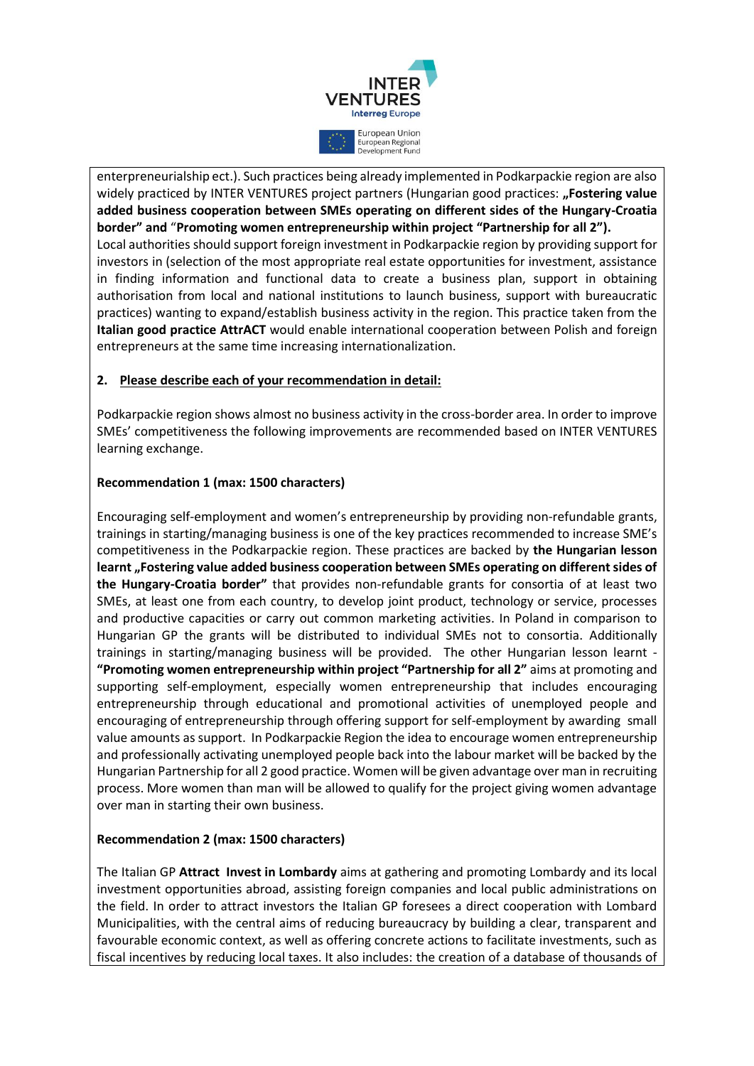enterpreneurialship ect.). Such practices being already implemented in Podkarpackie region are also widely practiced by INTER VENTURES project partners (Hungarian good practices: **„Fostering value added business cooperation between SMEs operating on different sides of the Hungary-Croatia border" and** "**Promoting women entrepreneurship within project "Partnership for all 2").**
Local authorities should support foreign investment in Podkarpackie region by providing support for investors in (selection of the most appropriate real estate opportunities for investment, assistance in finding information and functional data to create a business plan, support in obtaining authorisation from local and national institutions to launch business, support with bureaucratic practices) wanting to expand/establish business activity in the region. This practice taken from the **Italian good practice AttrACT** would enable international cooperation between Polish and foreign entrepreneurs at the same time increasing internationalization.

**2. Please describe each of your recommendation in detail:**

Podkarpackie region shows almost no business activity in the cross-border area. In order to improve SMEs' competitiveness the following improvements are recommended based on INTER VENTURES learning exchange.

**Recommendation 1 (max: 1500 characters)**

Encouraging self-employment and women's entrepreneurship by providing non-refundable grants, trainings in starting/managing business is one of the key practices recommended to increase SME's competitiveness in the Podkarpackie region. These practices are backed by **the Hungarian lesson learnt „Fostering value added business cooperation between SMEs operating on different sides of the Hungary-Croatia border"** that provides non-refundable grants for consortia of at least two SMEs, at least one from each country, to develop joint product, technology or service, processes and productive capacities or carry out common marketing activities. In Poland in comparison to Hungarian GP the grants will be distributed to individual SMEs not to consortia. Additionally trainings in starting/managing business will be provided. The other Hungarian lesson learnt - **"Promoting women entrepreneurship within project "Partnership for all 2"** aims at promoting and supporting self-employment, especially women entrepreneurship that includes encouraging entrepreneurship through educational and promotional activities of unemployed people and encouraging of entrepreneurship through offering support for self-employment by awarding small value amounts as support. In Podkarpackie Region the idea to encourage women entrepreneurship and professionally activating unemployed people back into the labour market will be backed by the Hungarian Partnership for all 2 good practice. Women will be given advantage over man in recruiting process. More women than man will be allowed to qualify for the project giving women advantage over man in starting their own business.

**Recommendation 2 (max: 1500 characters)**

The Italian GP **Attract Invest in Lombardy** aims at gathering and promoting Lombardy and its local investment opportunities abroad, assisting foreign companies and local public administrations on the field. In order to attract investors the Italian GP foresees a direct cooperation with Lombard Municipalities, with the central aims of reducing bureaucracy by building a clear, transparent and favourable economic context, as well as offering concrete actions to facilitate investments, such as fiscal incentives by reducing local taxes. It also includes: the creation of a database of thousands of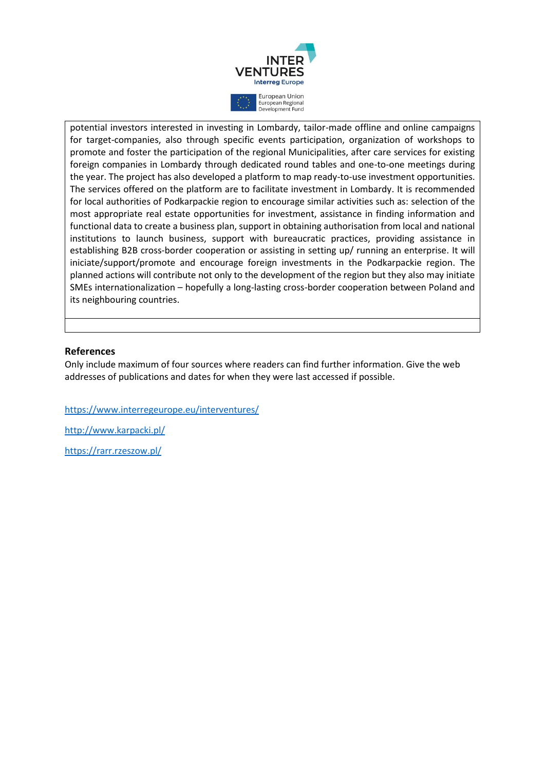potential investors interested in investing in Lombardy, tailor-made offline and online campaigns for target-companies, also through specific events participation, organization of workshops to promote and foster the participation of the regional Municipalities, after care services for existing foreign companies in Lombardy through dedicated round tables and one-to-one meetings during the year. The project has also developed a platform to map ready-to-use investment opportunities. The services offered on the platform are to facilitate investment in Lombardy. It is recommended for local authorities of Podkarpackie region to encourage similar activities such as: selection of the most appropriate real estate opportunities for investment, assistance in finding information and functional data to create a business plan, support in obtaining authorisation from local and national institutions to launch business, support with bureaucratic practices, providing assistance in establishing B2B cross-border cooperation or assisting in setting up/ running an enterprise. It will iniciate/support/promote and encourage foreign investments in the Podkarpackie region. The planned actions will contribute not only to the development of the region but they also may initiate SMEs internationalization – hopefully a long-lasting cross-border cooperation between Poland and its neighbouring countries.

**References**

Only include maximum of four sources where readers can find further information. Give the web addresses of publications and dates for when they were last accessed if possible.

https://www.interregeurope.eu/interventures/

http://www.karpacki.pl/

https://rarr.rzeszow.pl/